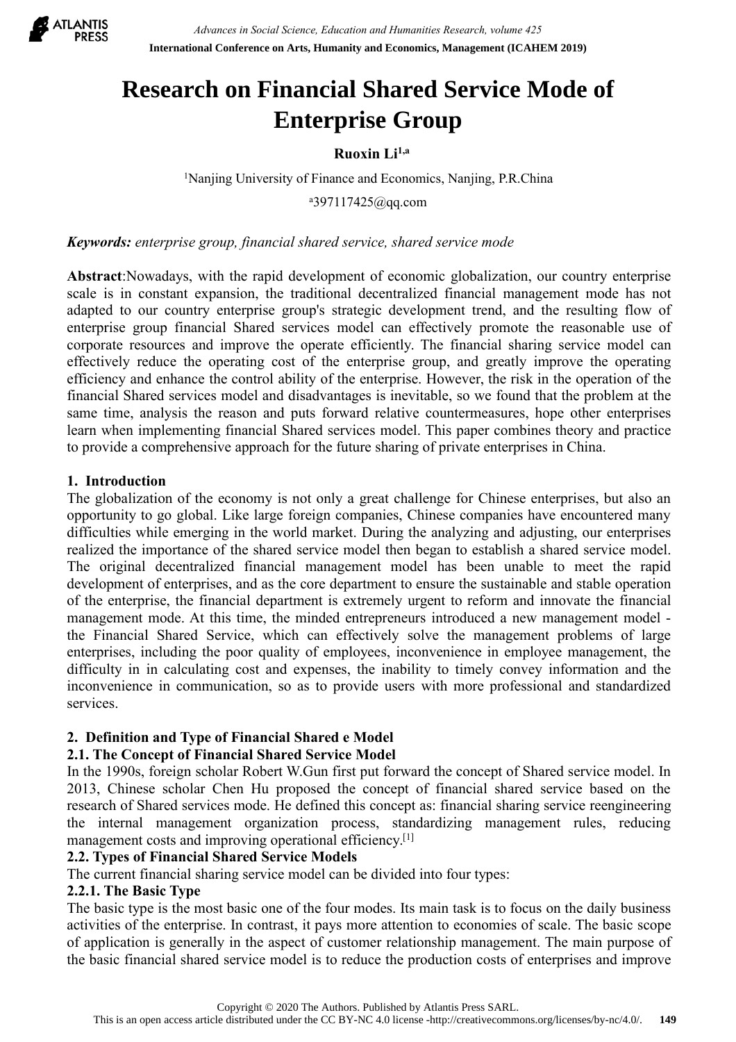# Research on Financial Shared Service Mode of Enterprise Group

**Ruoxin Li**[1,a]

[1]Nanjing University of Finance and Economics, Nanjing, P.R.China

[a]397117425@qq.com

***Keywords:*** *enterprise group, financial shared service, shared service mode*

**Abstract**:Nowadays, with the rapid development of economic globalization, our country enterprise scale is in constant expansion, the traditional decentralized financial management mode has not adapted to our country enterprise group's strategic development trend, and the resulting flow of enterprise group financial Shared services model can effectively promote the reasonable use of corporate resources and improve the operate efficiently. The financial sharing service model can effectively reduce the operating cost of the enterprise group, and greatly improve the operating efficiency and enhance the control ability of the enterprise. However, the risk in the operation of the financial Shared services model and disadvantages is inevitable, so we found that the problem at the same time, analysis the reason and puts forward relative countermeasures, hope other enterprises learn when implementing financial Shared services model. This paper combines theory and practice to provide a comprehensive approach for the future sharing of private enterprises in China.

## 1. Introduction

The globalization of the economy is not only a great challenge for Chinese enterprises, but also an opportunity to go global. Like large foreign companies, Chinese companies have encountered many difficulties while emerging in the world market. During the analyzing and adjusting, our enterprises realized the importance of the shared service model then began to establish a shared service model. The original decentralized financial management model has been unable to meet the rapid development of enterprises, and as the core department to ensure the sustainable and stable operation of the enterprise, the financial department is extremely urgent to reform and innovate the financial management mode. At this time, the minded entrepreneurs introduced a new management model - the Financial Shared Service, which can effectively solve the management problems of large enterprises, including the poor quality of employees, inconvenience in employee management, the difficulty in in calculating cost and expenses, the inability to timely convey information and the inconvenience in communication, so as to provide users with more professional and standardized services.

## 2. Definition and Type of Financial Shared e Model

### 2.1. The Concept of Financial Shared Service Model

In the 1990s, foreign scholar Robert W.Gun first put forward the concept of Shared service model. In 2013, Chinese scholar Chen Hu proposed the concept of financial shared service based on the research of Shared services mode. He defined this concept as: financial sharing service reengineering the internal management organization process, standardizing management rules, reducing management costs and improving operational efficiency.[1]

### 2.2. Types of Financial Shared Service Models

The current financial sharing service model can be divided into four types:

#### 2.2.1. The Basic Type

The basic type is the most basic one of the four modes. Its main task is to focus on the daily business activities of the enterprise. In contrast, it pays more attention to economies of scale. The basic scope of application is generally in the aspect of customer relationship management. The main purpose of the basic financial shared service model is to reduce the production costs of enterprises and improve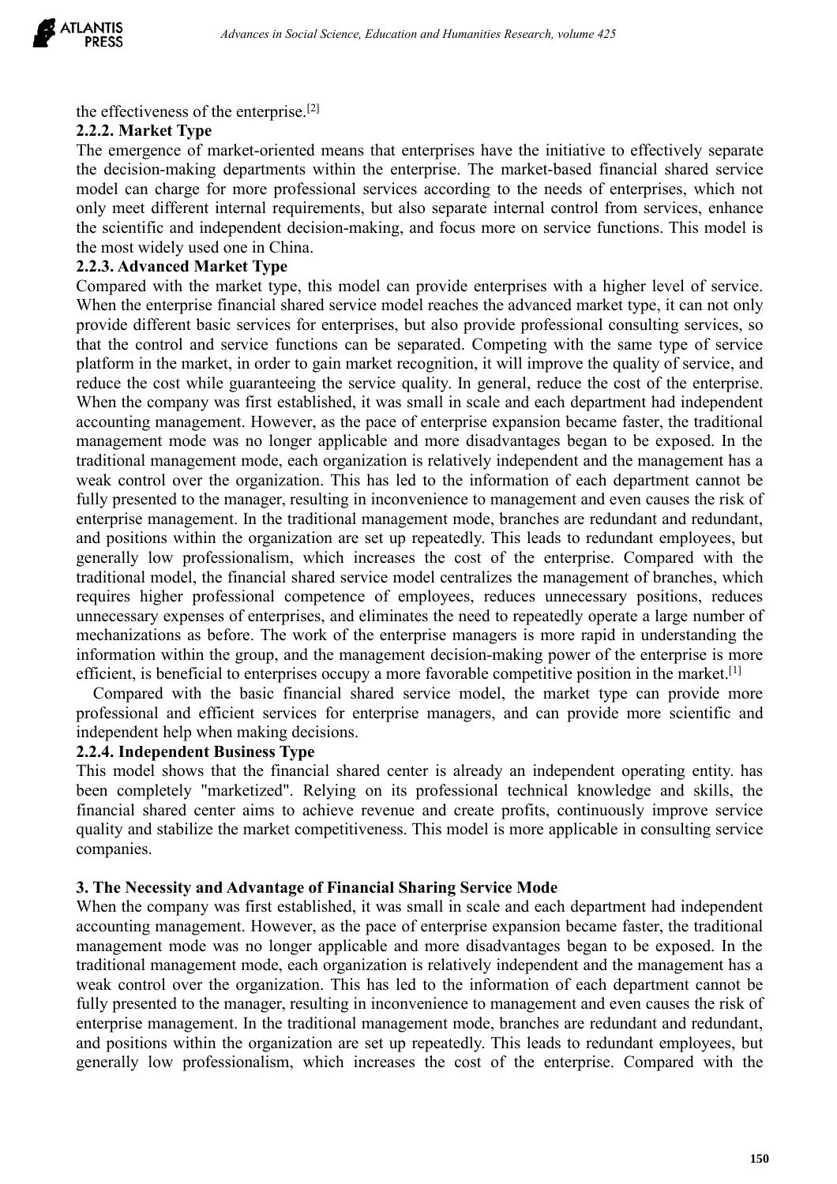the effectiveness of the enterprise.[2]

### 2.2.2. Market Type

The emergence of market-oriented means that enterprises have the initiative to effectively separate the decision-making departments within the enterprise. The market-based financial shared service model can charge for more professional services according to the needs of enterprises, which not only meet different internal requirements, but also separate internal control from services, enhance the scientific and independent decision-making, and focus more on service functions. This model is the most widely used one in China.

### 2.2.3. Advanced Market Type

Compared with the market type, this model can provide enterprises with a higher level of service. When the enterprise financial shared service model reaches the advanced market type, it can not only provide different basic services for enterprises, but also provide professional consulting services, so that the control and service functions can be separated. Competing with the same type of service platform in the market, in order to gain market recognition, it will improve the quality of service, and reduce the cost while guaranteeing the service quality. In general, reduce the cost of the enterprise. When the company was first established, it was small in scale and each department had independent accounting management. However, as the pace of enterprise expansion became faster, the traditional management mode was no longer applicable and more disadvantages began to be exposed. In the traditional management mode, each organization is relatively independent and the management has a weak control over the organization. This has led to the information of each department cannot be fully presented to the manager, resulting in inconvenience to management and even causes the risk of enterprise management. In the traditional management mode, branches are redundant and redundant, and positions within the organization are set up repeatedly. This leads to redundant employees, but generally low professionalism, which increases the cost of the enterprise. Compared with the traditional model, the financial shared service model centralizes the management of branches, which requires higher professional competence of employees, reduces unnecessary positions, reduces unnecessary expenses of enterprises, and eliminates the need to repeatedly operate a large number of mechanizations as before. The work of the enterprise managers is more rapid in understanding the information within the group, and the management decision-making power of the enterprise is more efficient, is beneficial to enterprises occupy a more favorable competitive position in the market.[1]

Compared with the basic financial shared service model, the market type can provide more professional and efficient services for enterprise managers, and can provide more scientific and independent help when making decisions.

### 2.2.4. Independent Business Type

This model shows that the financial shared center is already an independent operating entity. has been completely "marketized". Relying on its professional technical knowledge and skills, the financial shared center aims to achieve revenue and create profits, continuously improve service quality and stabilize the market competitiveness. This model is more applicable in consulting service companies.

## 3. The Necessity and Advantage of Financial Sharing Service Mode

When the company was first established, it was small in scale and each department had independent accounting management. However, as the pace of enterprise expansion became faster, the traditional management mode was no longer applicable and more disadvantages began to be exposed. In the traditional management mode, each organization is relatively independent and the management has a weak control over the organization. This has led to the information of each department cannot be fully presented to the manager, resulting in inconvenience to management and even causes the risk of enterprise management. In the traditional management mode, branches are redundant and redundant, and positions within the organization are set up repeatedly. This leads to redundant employees, but generally low professionalism, which increases the cost of the enterprise. Compared with the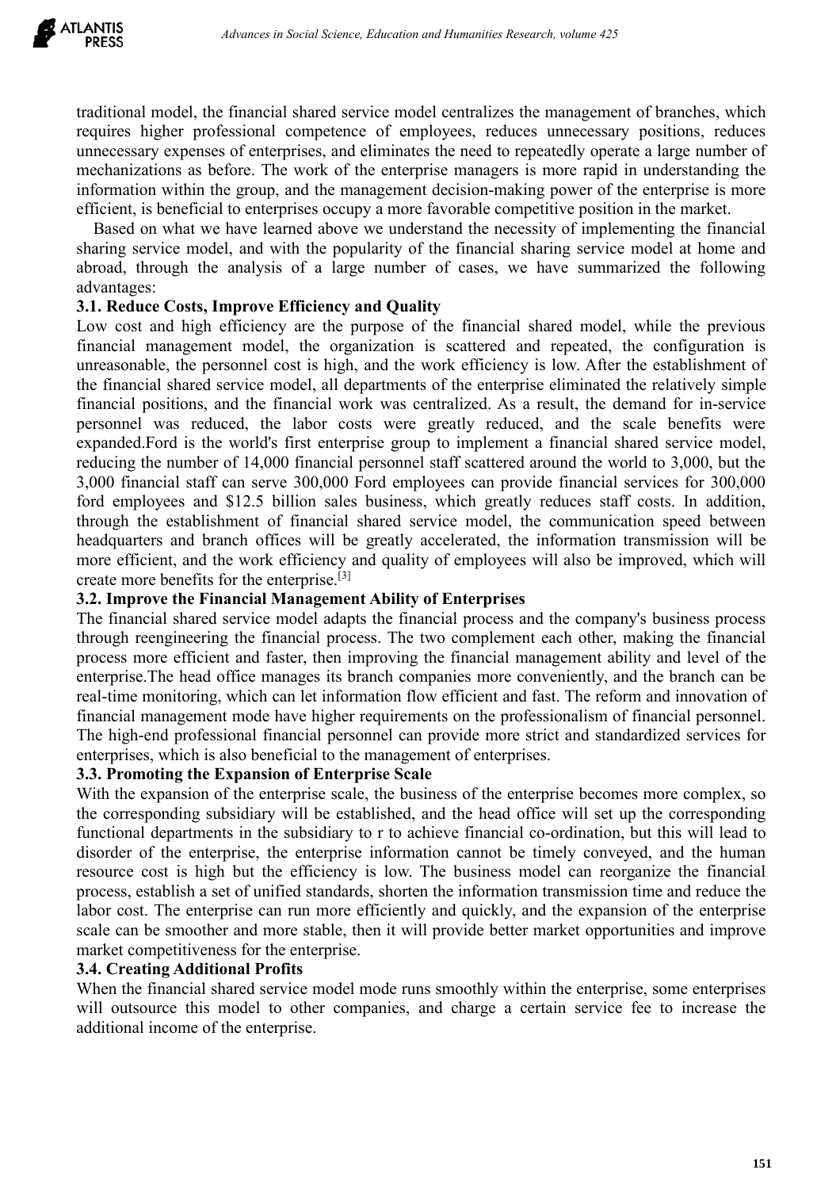traditional model, the financial shared service model centralizes the management of branches, which requires higher professional competence of employees, reduces unnecessary positions, reduces unnecessary expenses of enterprises, and eliminates the need to repeatedly operate a large number of mechanizations as before. The work of the enterprise managers is more rapid in understanding the information within the group, and the management decision-making power of the enterprise is more efficient, is beneficial to enterprises occupy a more favorable competitive position in the market.

Based on what we have learned above we understand the necessity of implementing the financial sharing service model, and with the popularity of the financial sharing service model at home and abroad, through the analysis of a large number of cases, we have summarized the following advantages:

### 3.1. Reduce Costs, Improve Efficiency and Quality

Low cost and high efficiency are the purpose of the financial shared model, while the previous financial management model, the organization is scattered and repeated, the configuration is unreasonable, the personnel cost is high, and the work efficiency is low. After the establishment of the financial shared service model, all departments of the enterprise eliminated the relatively simple financial positions, and the financial work was centralized. As a result, the demand for in-service personnel was reduced, the labor costs were greatly reduced, and the scale benefits were expanded.Ford is the world's first enterprise group to implement a financial shared service model, reducing the number of 14,000 financial personnel staff scattered around the world to 3,000, but the 3,000 financial staff can serve 300,000 Ford employees can provide financial services for 300,000 ford employees and $12.5 billion sales business, which greatly reduces staff costs. In addition, through the establishment of financial shared service model, the communication speed between headquarters and branch offices will be greatly accelerated, the information transmission will be more efficient, and the work efficiency and quality of employees will also be improved, which will create more benefits for the enterprise.[3]

### 3.2. Improve the Financial Management Ability of Enterprises

The financial shared service model adapts the financial process and the company's business process through reengineering the financial process. The two complement each other, making the financial process more efficient and faster, then improving the financial management ability and level of the enterprise.The head office manages its branch companies more conveniently, and the branch can be real-time monitoring, which can let information flow efficient and fast. The reform and innovation of financial management mode have higher requirements on the professionalism of financial personnel. The high-end professional financial personnel can provide more strict and standardized services for enterprises, which is also beneficial to the management of enterprises.

### 3.3. Promoting the Expansion of Enterprise Scale

With the expansion of the enterprise scale, the business of the enterprise becomes more complex, so the corresponding subsidiary will be established, and the head office will set up the corresponding functional departments in the subsidiary to r to achieve financial co-ordination, but this will lead to disorder of the enterprise, the enterprise information cannot be timely conveyed, and the human resource cost is high but the efficiency is low. The business model can reorganize the financial process, establish a set of unified standards, shorten the information transmission time and reduce the labor cost. The enterprise can run more efficiently and quickly, and the expansion of the enterprise scale can be smoother and more stable, then it will provide better market opportunities and improve market competitiveness for the enterprise.

### 3.4. Creating Additional Profits

When the financial shared service model mode runs smoothly within the enterprise, some enterprises will outsource this model to other companies, and charge a certain service fee to increase the additional income of the enterprise.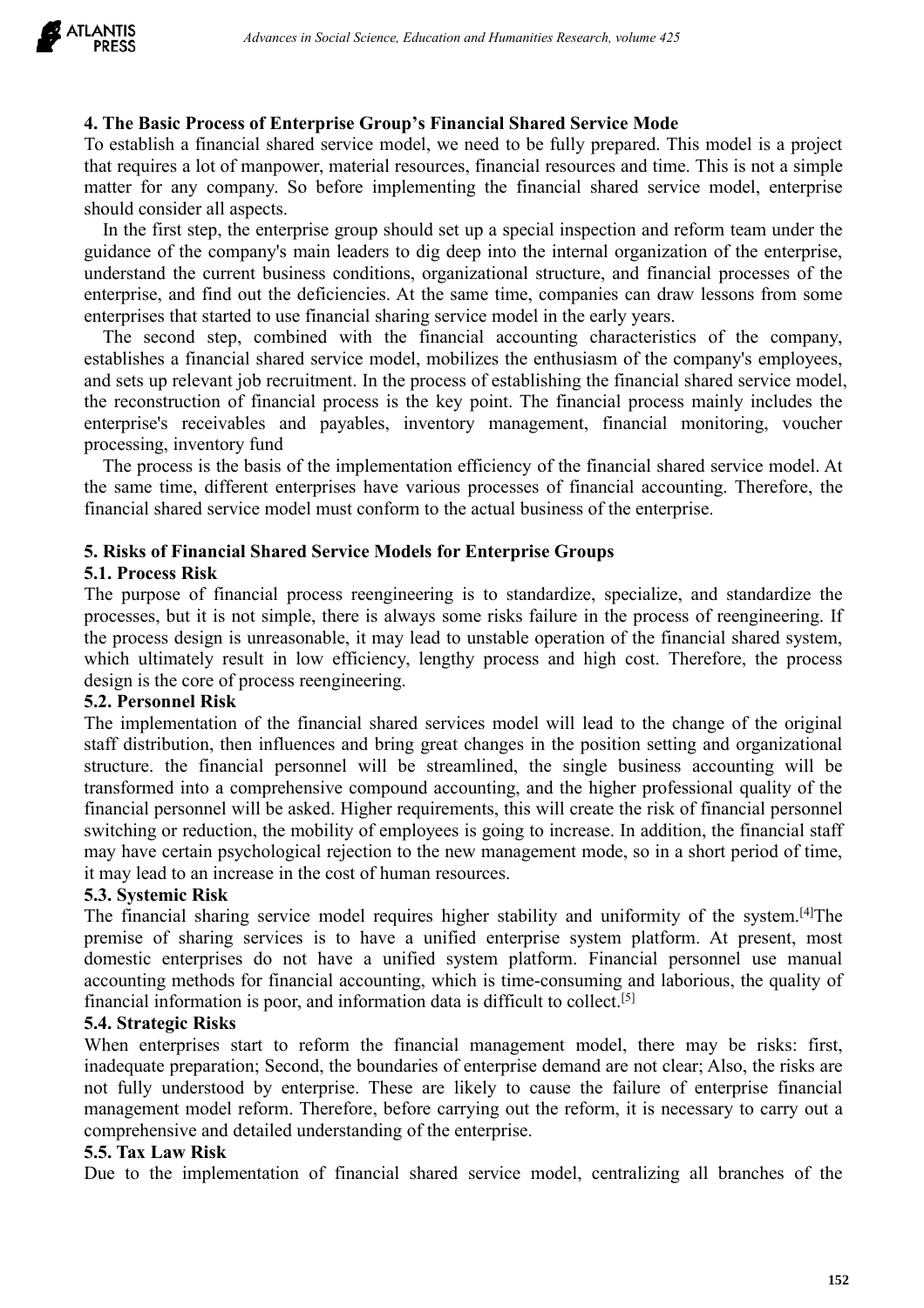## 4. The Basic Process of Enterprise Group's Financial Shared Service Mode

To establish a financial shared service model, we need to be fully prepared. This model is a project that requires a lot of manpower, material resources, financial resources and time. This is not a simple matter for any company. So before implementing the financial shared service model, enterprise should consider all aspects.

In the first step, the enterprise group should set up a special inspection and reform team under the guidance of the company's main leaders to dig deep into the internal organization of the enterprise, understand the current business conditions, organizational structure, and financial processes of the enterprise, and find out the deficiencies. At the same time, companies can draw lessons from some enterprises that started to use financial sharing service model in the early years.

The second step, combined with the financial accounting characteristics of the company, establishes a financial shared service model, mobilizes the enthusiasm of the company's employees, and sets up relevant job recruitment. In the process of establishing the financial shared service model, the reconstruction of financial process is the key point. The financial process mainly includes the enterprise's receivables and payables, inventory management, financial monitoring, voucher processing, inventory fund

The process is the basis of the implementation efficiency of the financial shared service model. At the same time, different enterprises have various processes of financial accounting. Therefore, the financial shared service model must conform to the actual business of the enterprise.

## 5. Risks of Financial Shared Service Models for Enterprise Groups

### 5.1. Process Risk

The purpose of financial process reengineering is to standardize, specialize, and standardize the processes, but it is not simple, there is always some risks failure in the process of reengineering. If the process design is unreasonable, it may lead to unstable operation of the financial shared system, which ultimately result in low efficiency, lengthy process and high cost. Therefore, the process design is the core of process reengineering.

### 5.2. Personnel Risk

The implementation of the financial shared services model will lead to the change of the original staff distribution, then influences and bring great changes in the position setting and organizational structure. the financial personnel will be streamlined, the single business accounting will be transformed into a comprehensive compound accounting, and the higher professional quality of the financial personnel will be asked. Higher requirements, this will create the risk of financial personnel switching or reduction, the mobility of employees is going to increase. In addition, the financial staff may have certain psychological rejection to the new management mode, so in a short period of time, it may lead to an increase in the cost of human resources.

### 5.3. Systemic Risk

The financial sharing service model requires higher stability and uniformity of the system.[4]The premise of sharing services is to have a unified enterprise system platform. At present, most domestic enterprises do not have a unified system platform. Financial personnel use manual accounting methods for financial accounting, which is time-consuming and laborious, the quality of financial information is poor, and information data is difficult to collect.[5]

### 5.4. Strategic Risks

When enterprises start to reform the financial management model, there may be risks: first, inadequate preparation; Second, the boundaries of enterprise demand are not clear; Also, the risks are not fully understood by enterprise. These are likely to cause the failure of enterprise financial management model reform. Therefore, before carrying out the reform, it is necessary to carry out a comprehensive and detailed understanding of the enterprise.

### 5.5. Tax Law Risk

Due to the implementation of financial shared service model, centralizing all branches of the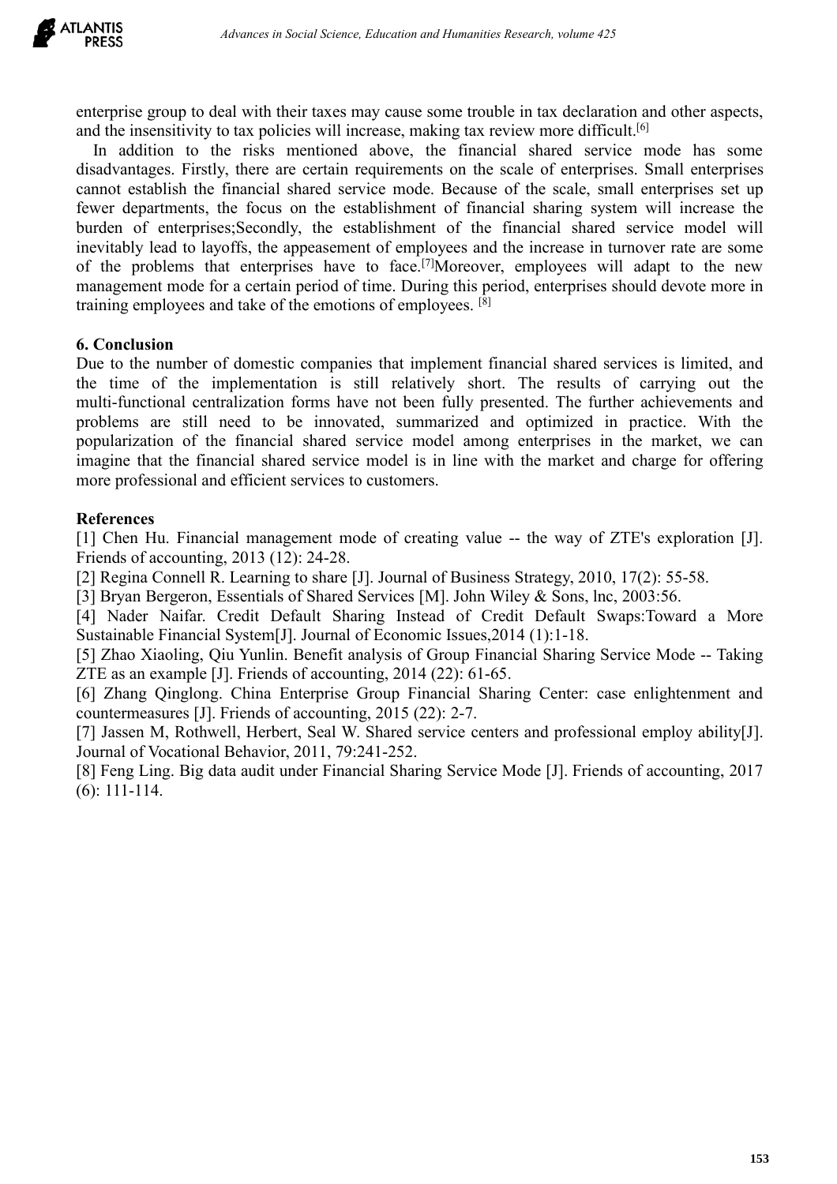enterprise group to deal with their taxes may cause some trouble in tax declaration and other aspects, and the insensitivity to tax policies will increase, making tax review more difficult.[6]

In addition to the risks mentioned above, the financial shared service mode has some disadvantages. Firstly, there are certain requirements on the scale of enterprises. Small enterprises cannot establish the financial shared service mode. Because of the scale, small enterprises set up fewer departments, the focus on the establishment of financial sharing system will increase the burden of enterprises;Secondly, the establishment of the financial shared service model will inevitably lead to layoffs, the appeasement of employees and the increase in turnover rate are some of the problems that enterprises have to face.[7]Moreover, employees will adapt to the new management mode for a certain period of time. During this period, enterprises should devote more in training employees and take of the emotions of employees. [8]

## 6. Conclusion

Due to the number of domestic companies that implement financial shared services is limited, and the time of the implementation is still relatively short. The results of carrying out the multi-functional centralization forms have not been fully presented. The further achievements and problems are still need to be innovated, summarized and optimized in practice. With the popularization of the financial shared service model among enterprises in the market, we can imagine that the financial shared service model is in line with the market and charge for offering more professional and efficient services to customers.

## References

[1] Chen Hu. Financial management mode of creating value -- the way of ZTE's exploration [J]. Friends of accounting, 2013 (12): 24-28.

[2] Regina Connell R. Learning to share [J]. Journal of Business Strategy, 2010, 17(2): 55-58.

[3] Bryan Bergeron, Essentials of Shared Services [M]. John Wiley & Sons, lnc, 2003:56.

[4] Nader Naifar. Credit Default Sharing Instead of Credit Default Swaps:Toward a More Sustainable Financial System[J]. Journal of Economic Issues,2014 (1):1-18.

[5] Zhao Xiaoling, Qiu Yunlin. Benefit analysis of Group Financial Sharing Service Mode -- Taking ZTE as an example [J]. Friends of accounting, 2014 (22): 61-65.

[6] Zhang Qinglong. China Enterprise Group Financial Sharing Center: case enlightenment and countermeasures [J]. Friends of accounting, 2015 (22): 2-7.

[7] Jassen M, Rothwell, Herbert, Seal W. Shared service centers and professional employ ability[J]. Journal of Vocational Behavior, 2011, 79:241-252.

[8] Feng Ling. Big data audit under Financial Sharing Service Mode [J]. Friends of accounting, 2017 (6): 111-114.